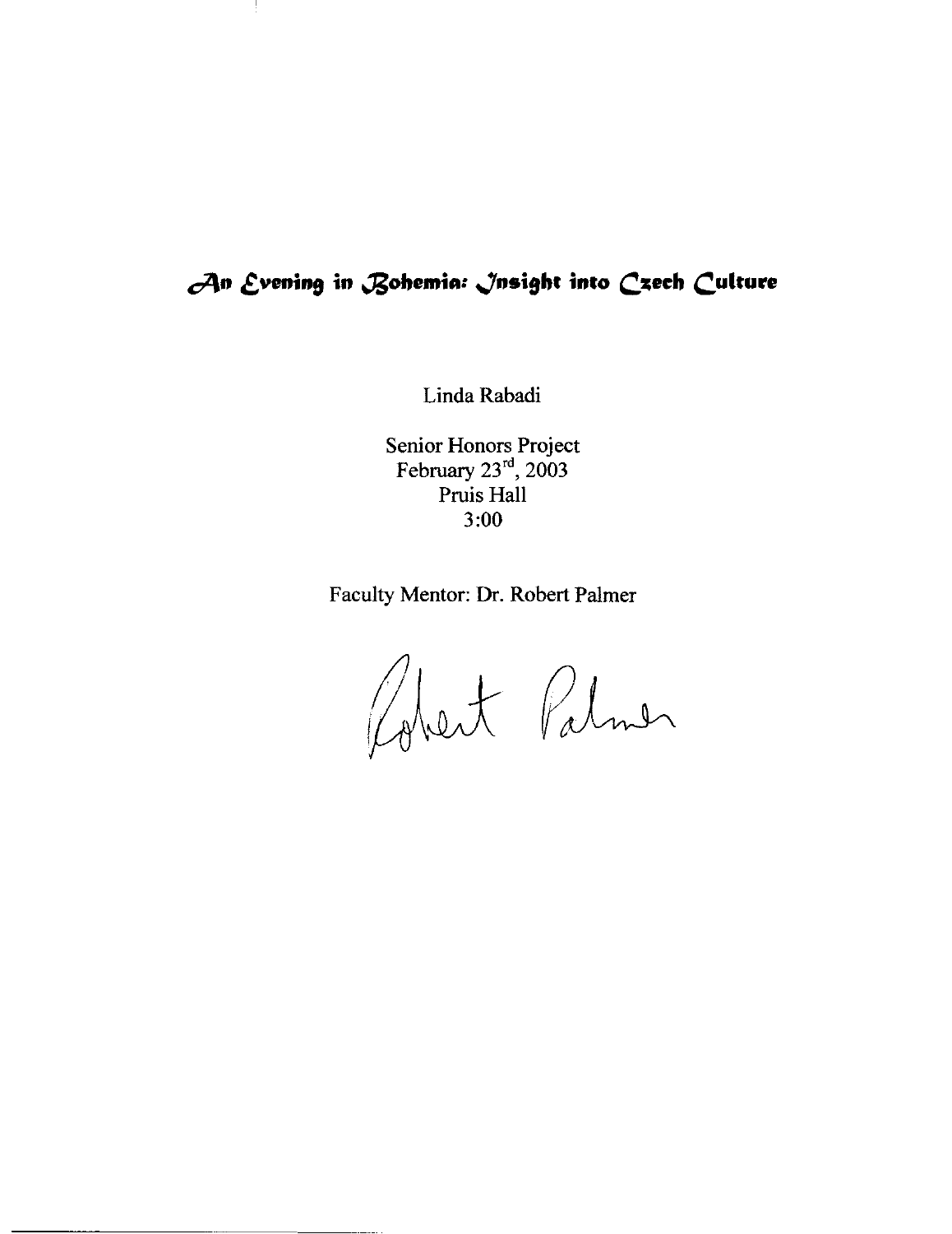# An Evening in Bohemia: Insight into Czech Culture

Linda Rabadi

Senior Honors Project
February 23[rd], 2003
Pruis Hall
3:00

Faculty Mentor: Dr. Robert Palmer

Robert Palmer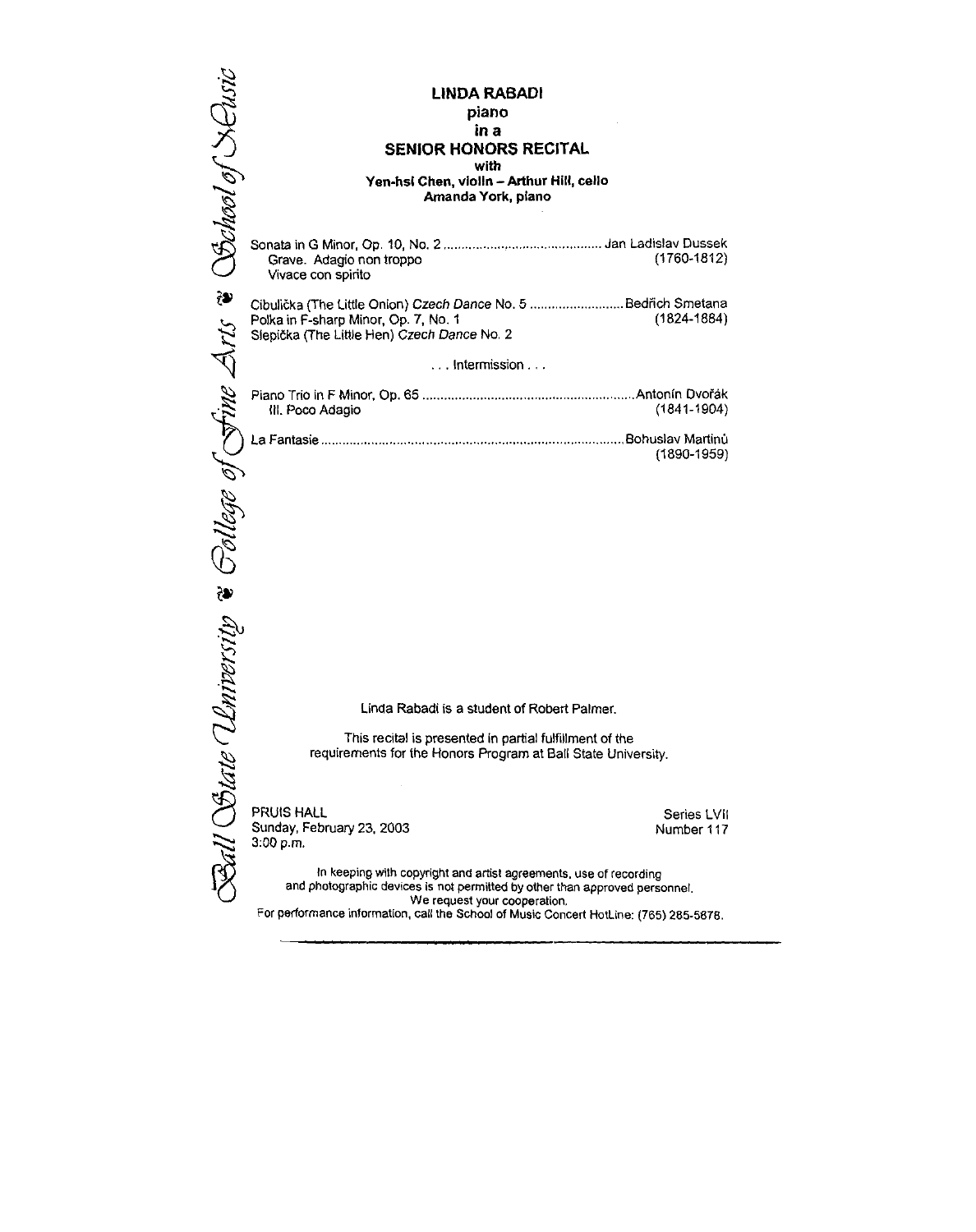Ball State University ❧ College of Fine Arts ❧ School of Music

**LINDA RABADI**
**piano**
**in a**
**SENIOR HONORS RECITAL**
**with**
**Yen-hsi Chen, violin – Arthur Hill, cello**
**Amanda York, piano**

Sonata in G Minor, Op. 10, No. 2 .......................................... Jan Ladislav Dussek (1760-1812)
Grave. Adagio non troppo
Vivace con spirito

Cibulička (The Little Onion) *Czech Dance* No. 5 .......................... Bedřich Smetana (1824-1884)
Polka in F-sharp Minor, Op. 7, No. 1
Slepička (The Little Hen) *Czech Dance* No. 2

. . . Intermission . . .

Piano Trio in F Minor, Op. 65 .......................................................... Antonín Dvořák (1841-1904)
III. Poco Adagio

La Fantasie ............................................................................. Bohuslav Martinů (1890-1959)

Linda Rabadi is a student of Robert Palmer.

This recital is presented in partial fulfillment of the requirements for the Honors Program at Ball State University.

PRUIS HALL
Sunday, February 23, 2003
3:00 p.m.

Series LVII
Number 117

In keeping with copyright and artist agreements, use of recording and photographic devices is not permitted by other than approved personnel. We request your cooperation.
For performance information, call the School of Music Concert HotLine: (765) 285-5878.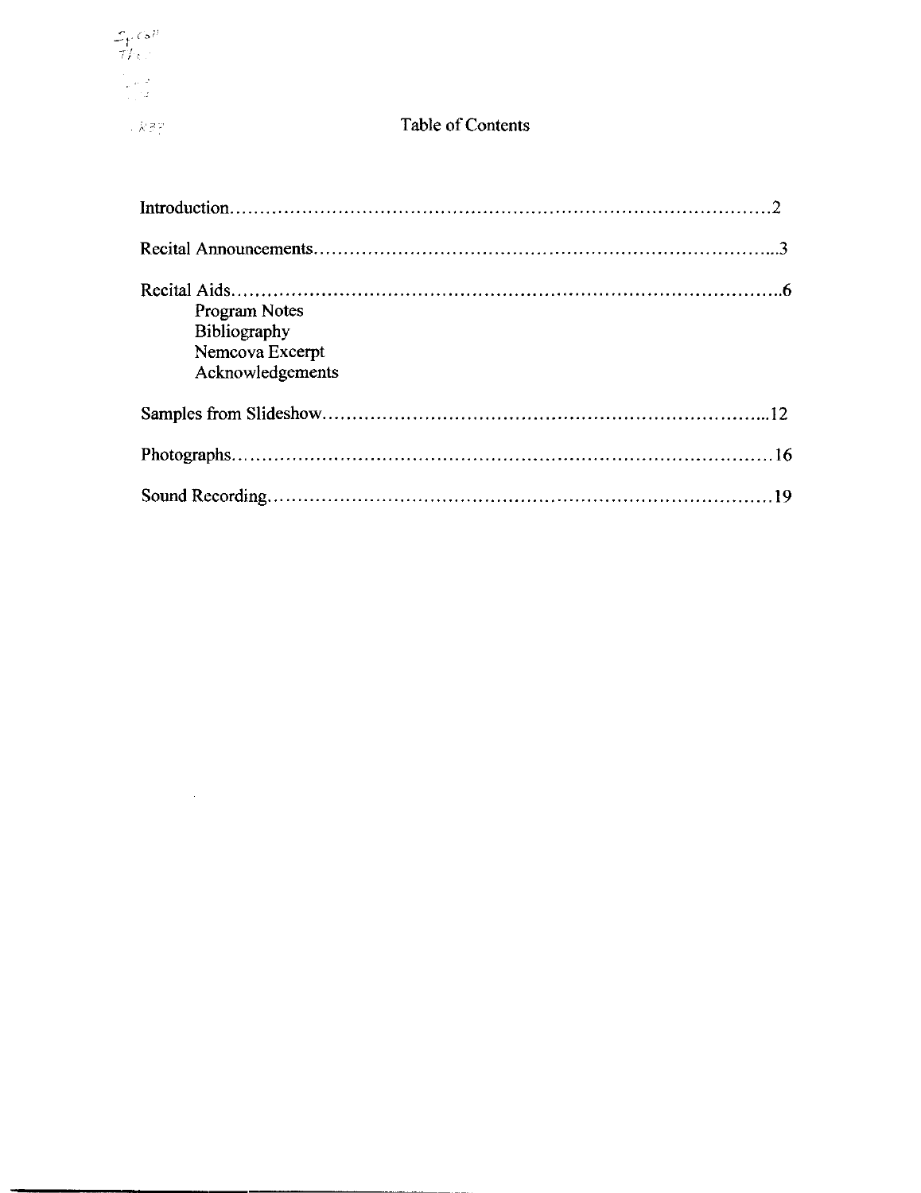# Table of Contents

Introduction……………………………………………………………………………2

Recital Announcements…………………………………………………………………3

Recital Aids……………………………………………………………………………6

- Program Notes
- Bibliography
- Nemcova Excerpt
- Acknowledgements

Samples from Slideshow………………………………………………………………12

Photographs……………………………………………………………………………16

Sound Recording………………………………………………………………………19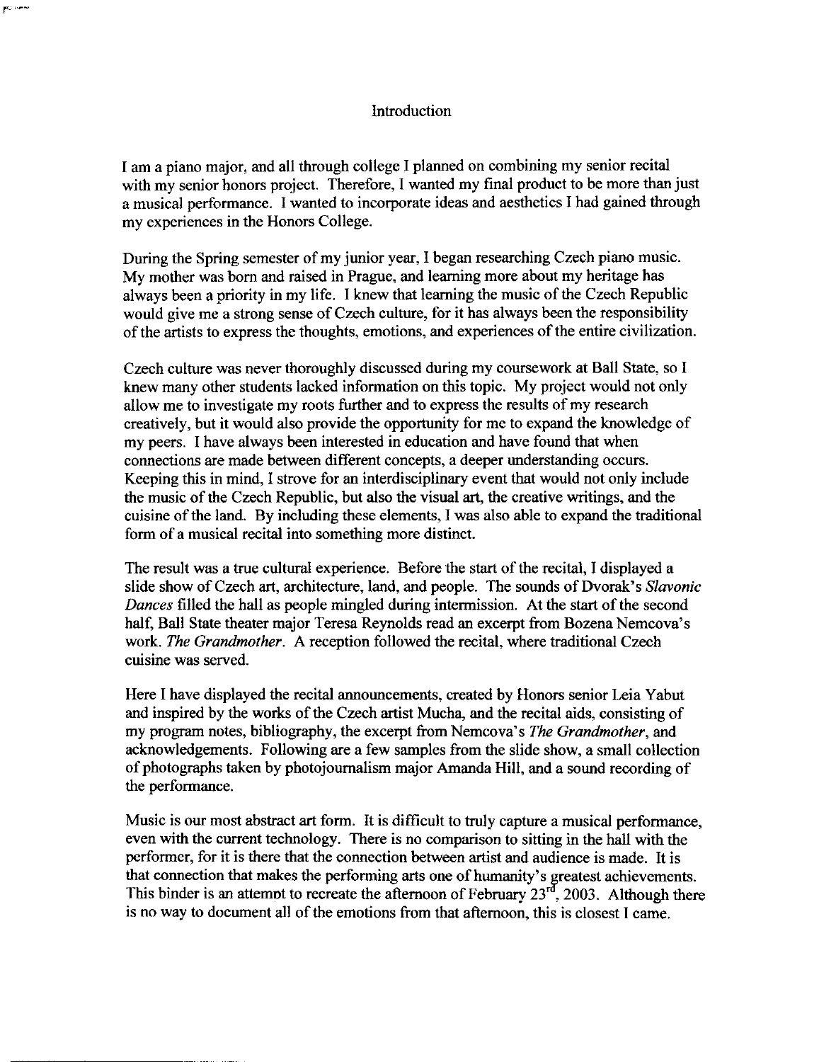# Introduction

I am a piano major, and all through college I planned on combining my senior recital with my senior honors project. Therefore, I wanted my final product to be more than just a musical performance. I wanted to incorporate ideas and aesthetics I had gained through my experiences in the Honors College.

During the Spring semester of my junior year, I began researching Czech piano music. My mother was born and raised in Prague, and learning more about my heritage has always been a priority in my life. I knew that learning the music of the Czech Republic would give me a strong sense of Czech culture, for it has always been the responsibility of the artists to express the thoughts, emotions, and experiences of the entire civilization.

Czech culture was never thoroughly discussed during my coursework at Ball State, so I knew many other students lacked information on this topic. My project would not only allow me to investigate my roots further and to express the results of my research creatively, but it would also provide the opportunity for me to expand the knowledge of my peers. I have always been interested in education and have found that when connections are made between different concepts, a deeper understanding occurs. Keeping this in mind, I strove for an interdisciplinary event that would not only include the music of the Czech Republic, but also the visual art, the creative writings, and the cuisine of the land. By including these elements, I was also able to expand the traditional form of a musical recital into something more distinct.

The result was a true cultural experience. Before the start of the recital, I displayed a slide show of Czech art, architecture, land, and people. The sounds of Dvorak's *Slavonic Dances* filled the hall as people mingled during intermission. At the start of the second half, Ball State theater major Teresa Reynolds read an excerpt from Bozena Nemcova's work. *The Grandmother*. A reception followed the recital, where traditional Czech cuisine was served.

Here I have displayed the recital announcements, created by Honors senior Leia Yabut and inspired by the works of the Czech artist Mucha, and the recital aids, consisting of my program notes, bibliography, the excerpt from Nemcova's *The Grandmother*, and acknowledgements. Following are a few samples from the slide show, a small collection of photographs taken by photojournalism major Amanda Hill, and a sound recording of the performance.

Music is our most abstract art form. It is difficult to truly capture a musical performance, even with the current technology. There is no comparison to sitting in the hall with the performer, for it is there that the connection between artist and audience is made. It is that connection that makes the performing arts one of humanity's greatest achievements. This binder is an attempt to recreate the afternoon of February 23rd, 2003. Although there is no way to document all of the emotions from that afternoon, this is closest I came.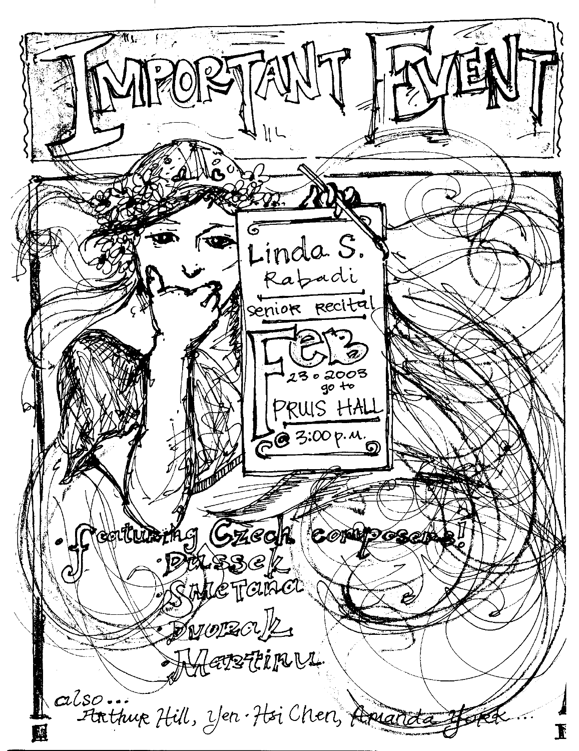# IMPORTANT EVENT

Linda S. Rabadi

senior Recital

FEB 23 • 2003

go to PRUIS HALL

@ 3:00 p.m.

• featuring Czech composers!

• Dussek

• Smetana

• Dvorak

• Martinu

also... Arthur Hill, Yen-Hsi Chen, Amanda York...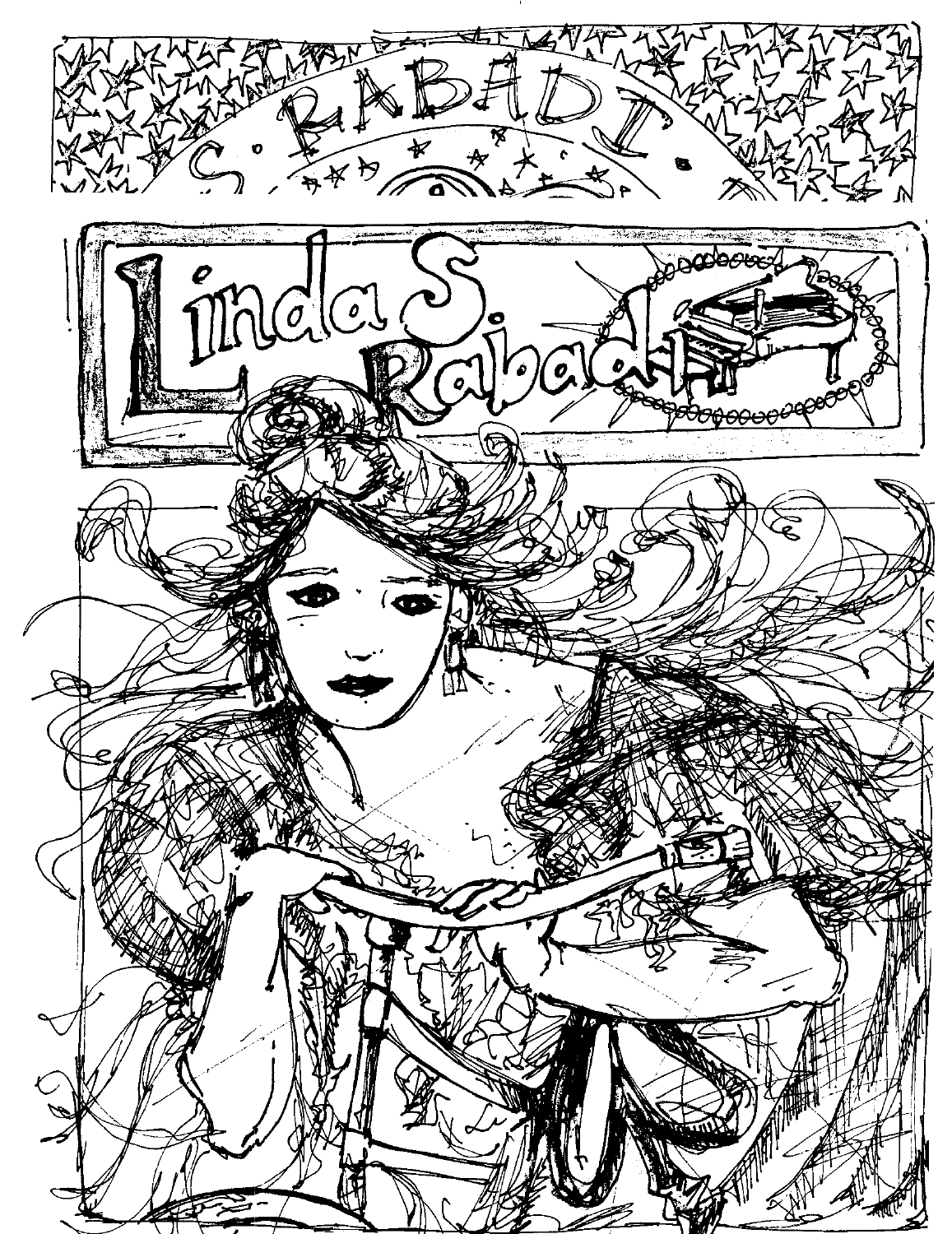S • RABADI •

Linda S. Rabadi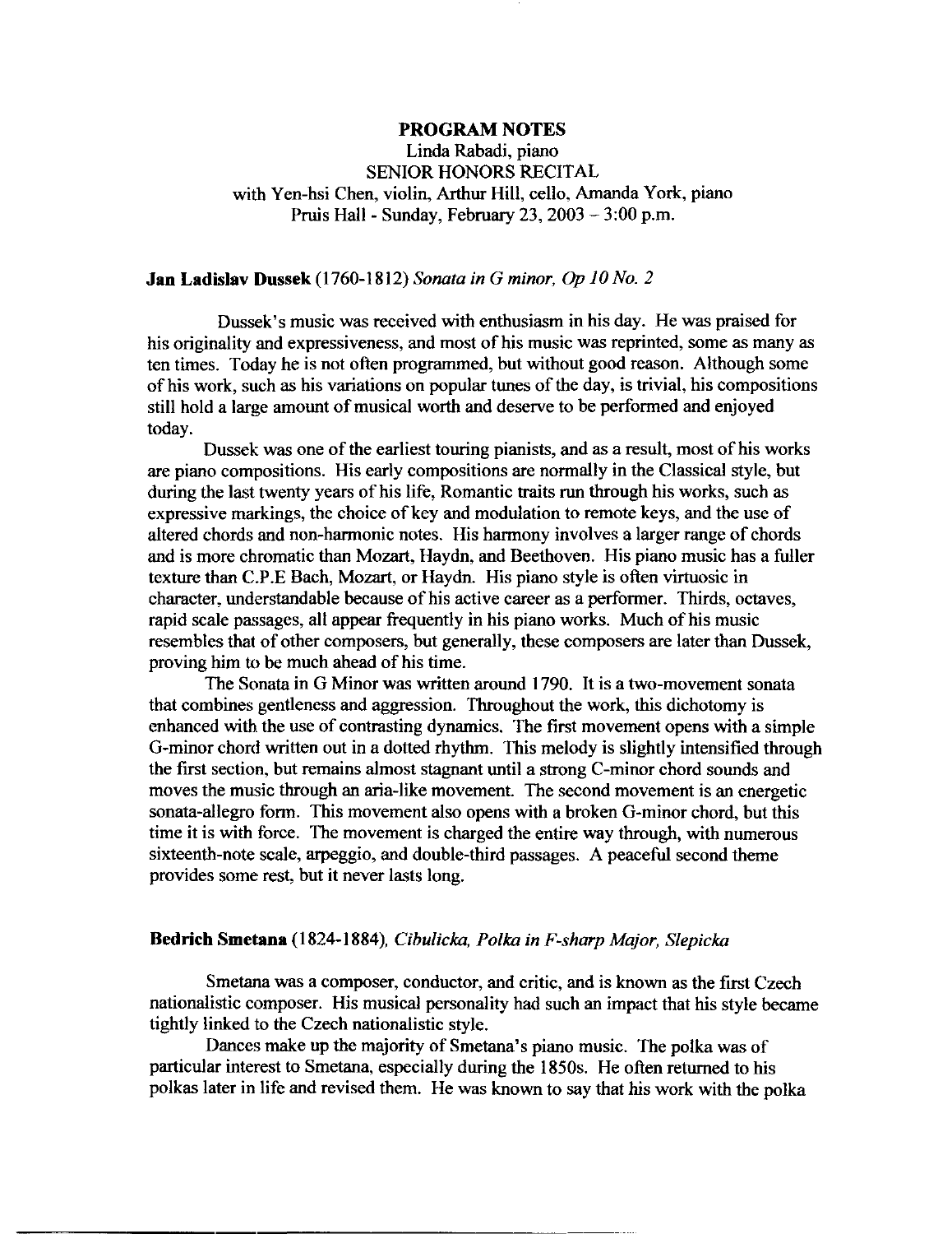## PROGRAM NOTES

Linda Rabadi, piano
SENIOR HONORS RECITAL
with Yen-hsi Chen, violin, Arthur Hill, cello, Amanda York, piano
Pruis Hall - Sunday, February 23, 2003 – 3:00 p.m.

**Jan Ladislav Dussek** (1760-1812) *Sonata in G minor, Op 10 No. 2*

Dussek's music was received with enthusiasm in his day. He was praised for his originality and expressiveness, and most of his music was reprinted, some as many as ten times. Today he is not often programmed, but without good reason. Although some of his work, such as his variations on popular tunes of the day, is trivial, his compositions still hold a large amount of musical worth and deserve to be performed and enjoyed today.

Dussek was one of the earliest touring pianists, and as a result, most of his works are piano compositions. His early compositions are normally in the Classical style, but during the last twenty years of his life, Romantic traits run through his works, such as expressive markings, the choice of key and modulation to remote keys, and the use of altered chords and non-harmonic notes. His harmony involves a larger range of chords and is more chromatic than Mozart, Haydn, and Beethoven. His piano music has a fuller texture than C.P.E Bach, Mozart, or Haydn. His piano style is often virtuosic in character, understandable because of his active career as a performer. Thirds, octaves, rapid scale passages, all appear frequently in his piano works. Much of his music resembles that of other composers, but generally, these composers are later than Dussek, proving him to be much ahead of his time.

The Sonata in G Minor was written around 1790. It is a two-movement sonata that combines gentleness and aggression. Throughout the work, this dichotomy is enhanced with the use of contrasting dynamics. The first movement opens with a simple G-minor chord written out in a dotted rhythm. This melody is slightly intensified through the first section, but remains almost stagnant until a strong C-minor chord sounds and moves the music through an aria-like movement. The second movement is an energetic sonata-allegro form. This movement also opens with a broken G-minor chord, but this time it is with force. The movement is charged the entire way through, with numerous sixteenth-note scale, arpeggio, and double-third passages. A peaceful second theme provides some rest, but it never lasts long.

**Bedrich Smetana** (1824-1884), *Cibulicka, Polka in F-sharp Major, Slepicka*

Smetana was a composer, conductor, and critic, and is known as the first Czech nationalistic composer. His musical personality had such an impact that his style became tightly linked to the Czech nationalistic style.

Dances make up the majority of Smetana's piano music. The polka was of particular interest to Smetana, especially during the 1850s. He often returned to his polkas later in life and revised them. He was known to say that his work with the polka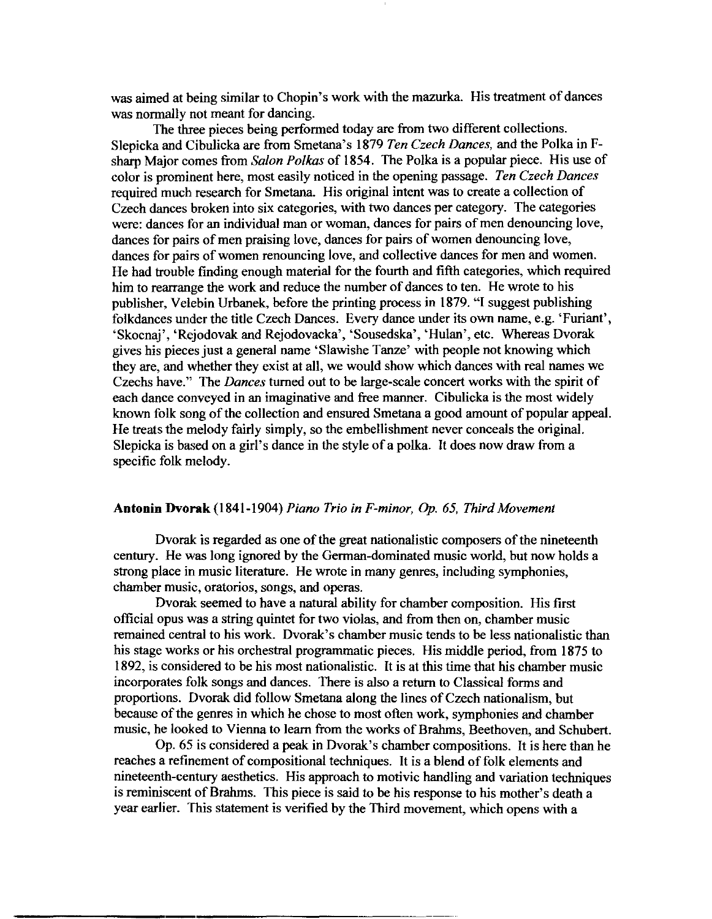was aimed at being similar to Chopin's work with the mazurka. His treatment of dances was normally not meant for dancing.

The three pieces being performed today are from two different collections. Slepicka and Cibulicka are from Smetana's 1879 *Ten Czech Dances,* and the Polka in F-sharp Major comes from *Salon Polkas* of 1854. The Polka is a popular piece. His use of color is prominent here, most easily noticed in the opening passage. *Ten Czech Dances* required much research for Smetana. His original intent was to create a collection of Czech dances broken into six categories, with two dances per category. The categories were: dances for an individual man or woman, dances for pairs of men denouncing love, dances for pairs of men praising love, dances for pairs of women denouncing love, dances for pairs of women renouncing love, and collective dances for men and women. He had trouble finding enough material for the fourth and fifth categories, which required him to rearrange the work and reduce the number of dances to ten. He wrote to his publisher, Velebin Urbanek, before the printing process in 1879. "I suggest publishing folkdances under the title Czech Dances. Every dance under its own name, e.g. 'Furiant', 'Skocnaj', 'Rejodovak and Rejodovacka', 'Sousedska', 'Hulan', etc. Whereas Dvorak gives his pieces just a general name 'Slawishe Tanze' with people not knowing which they are, and whether they exist at all, we would show which dances with real names we Czechs have." The *Dances* turned out to be large-scale concert works with the spirit of each dance conveyed in an imaginative and free manner. Cibulicka is the most widely known folk song of the collection and ensured Smetana a good amount of popular appeal. He treats the melody fairly simply, so the embellishment never conceals the original. Slepicka is based on a girl's dance in the style of a polka. It does now draw from a specific folk melody.

**Antonin Dvorak** (1841-1904) *Piano Trio in F-minor, Op. 65, Third Movement*

Dvorak is regarded as one of the great nationalistic composers of the nineteenth century. He was long ignored by the German-dominated music world, but now holds a strong place in music literature. He wrote in many genres, including symphonies, chamber music, oratorios, songs, and operas.

Dvorak seemed to have a natural ability for chamber composition. His first official opus was a string quintet for two violas, and from then on, chamber music remained central to his work. Dvorak's chamber music tends to be less nationalistic than his stage works or his orchestral programmatic pieces. His middle period, from 1875 to 1892, is considered to be his most nationalistic. It is at this time that his chamber music incorporates folk songs and dances. There is also a return to Classical forms and proportions. Dvorak did follow Smetana along the lines of Czech nationalism, but because of the genres in which he chose to most often work, symphonies and chamber music, he looked to Vienna to learn from the works of Brahms, Beethoven, and Schubert.

Op. 65 is considered a peak in Dvorak's chamber compositions. It is here than he reaches a refinement of compositional techniques. It is a blend of folk elements and nineteenth-century aesthetics. His approach to motivic handling and variation techniques is reminiscent of Brahms. This piece is said to be his response to his mother's death a year earlier. This statement is verified by the Third movement, which opens with a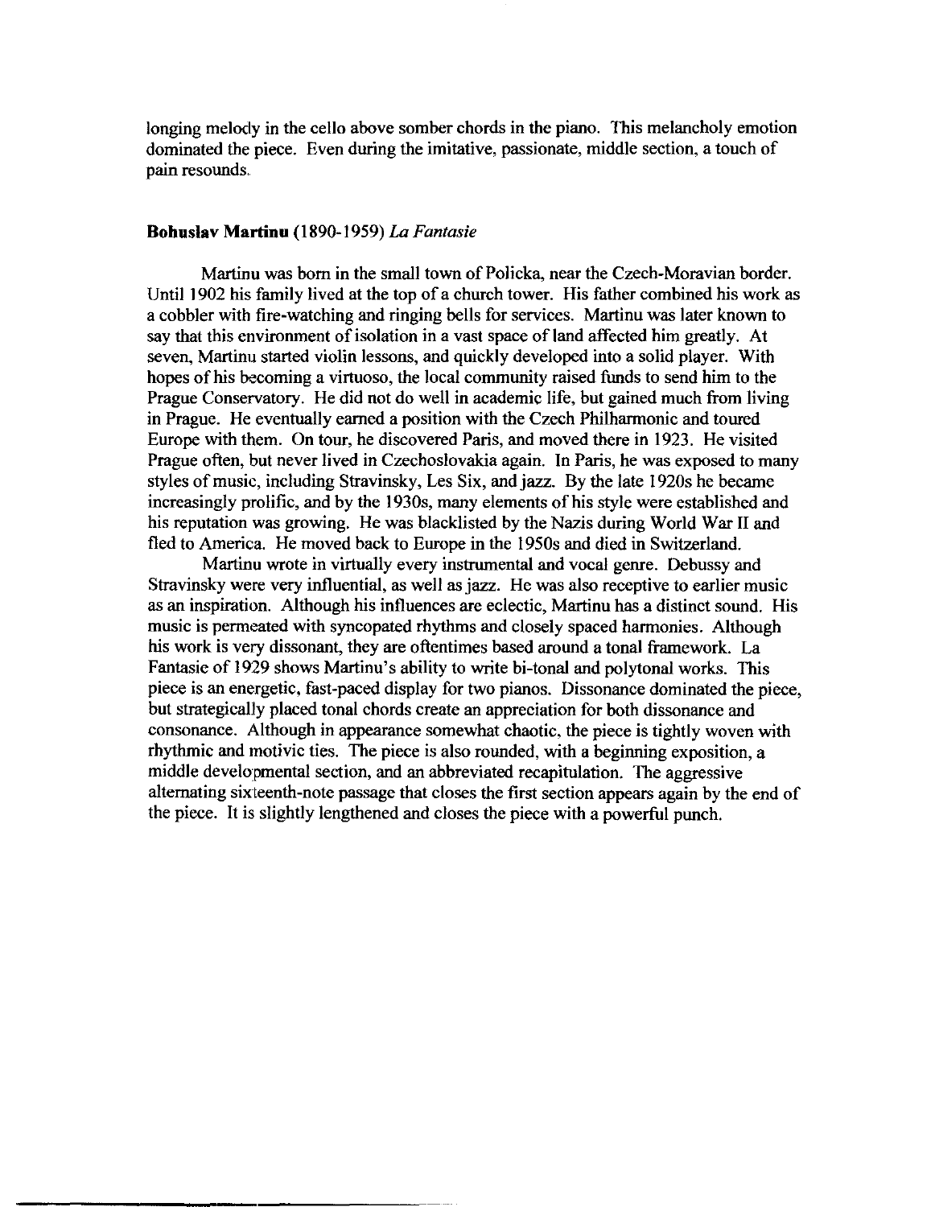longing melody in the cello above somber chords in the piano. This melancholy emotion dominated the piece. Even during the imitative, passionate, middle section, a touch of pain resounds.

**Bohuslav Martinu** (1890-1959) *La Fantasie*

Martinu was born in the small town of Policka, near the Czech-Moravian border. Until 1902 his family lived at the top of a church tower. His father combined his work as a cobbler with fire-watching and ringing bells for services. Martinu was later known to say that this environment of isolation in a vast space of land affected him greatly. At seven, Martinu started violin lessons, and quickly developed into a solid player. With hopes of his becoming a virtuoso, the local community raised funds to send him to the Prague Conservatory. He did not do well in academic life, but gained much from living in Prague. He eventually earned a position with the Czech Philharmonic and toured Europe with them. On tour, he discovered Paris, and moved there in 1923. He visited Prague often, but never lived in Czechoslovakia again. In Paris, he was exposed to many styles of music, including Stravinsky, Les Six, and jazz. By the late 1920s he became increasingly prolific, and by the 1930s, many elements of his style were established and his reputation was growing. He was blacklisted by the Nazis during World War II and fled to America. He moved back to Europe in the 1950s and died in Switzerland.

Martinu wrote in virtually every instrumental and vocal genre. Debussy and Stravinsky were very influential, as well as jazz. He was also receptive to earlier music as an inspiration. Although his influences are eclectic, Martinu has a distinct sound. His music is permeated with syncopated rhythms and closely spaced harmonies. Although his work is very dissonant, they are oftentimes based around a tonal framework. La Fantasie of 1929 shows Martinu's ability to write bi-tonal and polytonal works. This piece is an energetic, fast-paced display for two pianos. Dissonance dominated the piece, but strategically placed tonal chords create an appreciation for both dissonance and consonance. Although in appearance somewhat chaotic, the piece is tightly woven with rhythmic and motivic ties. The piece is also rounded, with a beginning exposition, a middle developmental section, and an abbreviated recapitulation. The aggressive alternating sixteenth-note passage that closes the first section appears again by the end of the piece. It is slightly lengthened and closes the piece with a powerful punch.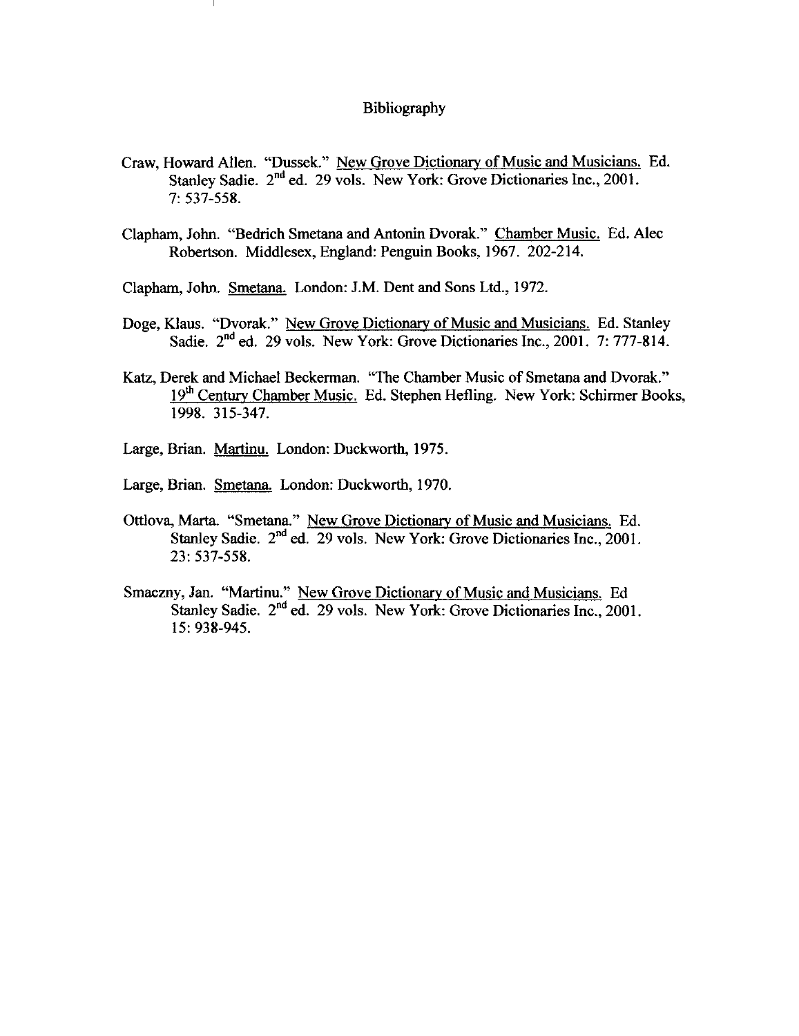# Bibliography

Craw, Howard Allen. "Dussek." New Grove Dictionary of Music and Musicians. Ed. Stanley Sadie. 2nd ed. 29 vols. New York: Grove Dictionaries Inc., 2001. 7: 537-558.

Clapham, John. "Bedrich Smetana and Antonin Dvorak." Chamber Music. Ed. Alec Robertson. Middlesex, England: Penguin Books, 1967. 202-214.

Clapham, John. Smetana. London: J.M. Dent and Sons Ltd., 1972.

Doge, Klaus. "Dvorak." New Grove Dictionary of Music and Musicians. Ed. Stanley Sadie. 2nd ed. 29 vols. New York: Grove Dictionaries Inc., 2001. 7: 777-814.

Katz, Derek and Michael Beckerman. "The Chamber Music of Smetana and Dvorak." 19th Century Chamber Music. Ed. Stephen Hefling. New York: Schirmer Books, 1998. 315-347.

Large, Brian. Martinu. London: Duckworth, 1975.

Large, Brian. Smetana. London: Duckworth, 1970.

Ottlova, Marta. "Smetana." New Grove Dictionary of Music and Musicians. Ed. Stanley Sadie. 2nd ed. 29 vols. New York: Grove Dictionaries Inc., 2001. 23: 537-558.

Smaczny, Jan. "Martinu." New Grove Dictionary of Music and Musicians. Ed Stanley Sadie. 2nd ed. 29 vols. New York: Grove Dictionaries Inc., 2001. 15: 938-945.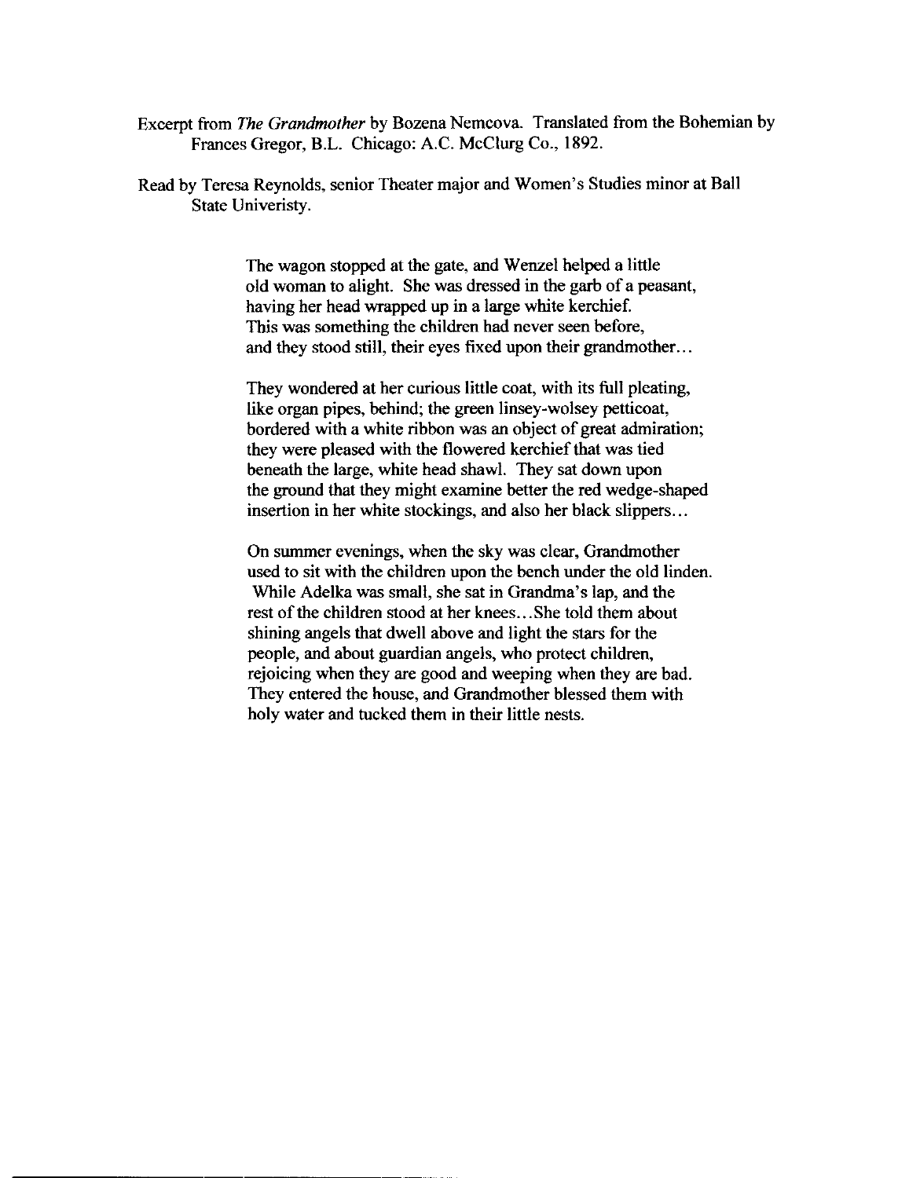Excerpt from *The Grandmother* by Bozena Nemcova. Translated from the Bohemian by Frances Gregor, B.L. Chicago: A.C. McClurg Co., 1892.

Read by Teresa Reynolds, senior Theater major and Women's Studies minor at Ball State Univeristy.

> The wagon stopped at the gate, and Wenzel helped a little old woman to alight. She was dressed in the garb of a peasant, having her head wrapped up in a large white kerchief. This was something the children had never seen before, and they stood still, their eyes fixed upon their grandmother…
>
> They wondered at her curious little coat, with its full pleating, like organ pipes, behind; the green linsey-wolsey petticoat, bordered with a white ribbon was an object of great admiration; they were pleased with the flowered kerchief that was tied beneath the large, white head shawl. They sat down upon the ground that they might examine better the red wedge-shaped insertion in her white stockings, and also her black slippers…
>
> On summer evenings, when the sky was clear, Grandmother used to sit with the children upon the bench under the old linden. While Adelka was small, she sat in Grandma's lap, and the rest of the children stood at her knees…She told them about shining angels that dwell above and light the stars for the people, and about guardian angels, who protect children, rejoicing when they are good and weeping when they are bad. They entered the house, and Grandmother blessed them with holy water and tucked them in their little nests.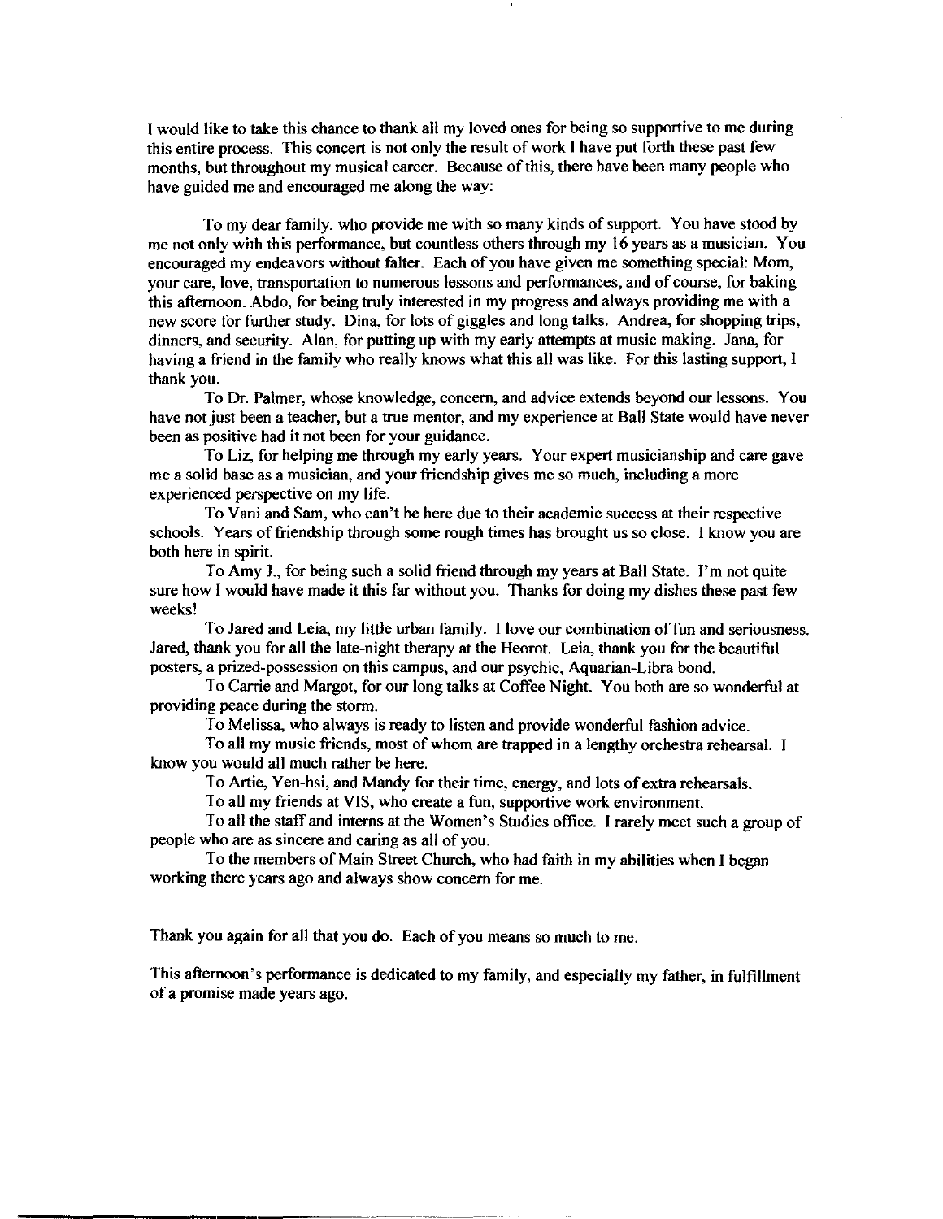I would like to take this chance to thank all my loved ones for being so supportive to me during this entire process. This concert is not only the result of work I have put forth these past few months, but throughout my musical career. Because of this, there have been many people who have guided me and encouraged me along the way:

To my dear family, who provide me with so many kinds of support. You have stood by me not only with this performance, but countless others through my 16 years as a musician. You encouraged my endeavors without falter. Each of you have given me something special: Mom, your care, love, transportation to numerous lessons and performances, and of course, for baking this afternoon. Abdo, for being truly interested in my progress and always providing me with a new score for further study. Dina, for lots of giggles and long talks. Andrea, for shopping trips, dinners, and security. Alan, for putting up with my early attempts at music making. Jana, for having a friend in the family who really knows what this all was like. For this lasting support, I thank you.

To Dr. Palmer, whose knowledge, concern, and advice extends beyond our lessons. You have not just been a teacher, but a true mentor, and my experience at Ball State would have never been as positive had it not been for your guidance.

To Liz, for helping me through my early years. Your expert musicianship and care gave me a solid base as a musician, and your friendship gives me so much, including a more experienced perspective on my life.

To Vani and Sam, who can't be here due to their academic success at their respective schools. Years of friendship through some rough times has brought us so close. I know you are both here in spirit.

To Amy J., for being such a solid friend through my years at Ball State. I'm not quite sure how I would have made it this far without you. Thanks for doing my dishes these past few weeks!

To Jared and Leia, my little urban family. I love our combination of fun and seriousness. Jared, thank you for all the late-night therapy at the Heorot. Leia, thank you for the beautiful posters, a prized-possession on this campus, and our psychic, Aquarian-Libra bond.

To Carrie and Margot, for our long talks at Coffee Night. You both are so wonderful at providing peace during the storm.

To Melissa, who always is ready to listen and provide wonderful fashion advice.

To all my music friends, most of whom are trapped in a lengthy orchestra rehearsal. I know you would all much rather be here.

To Artie, Yen-hsi, and Mandy for their time, energy, and lots of extra rehearsals.

To all my friends at VIS, who create a fun, supportive work environment.

To all the staff and interns at the Women's Studies office. I rarely meet such a group of people who are as sincere and caring as all of you.

To the members of Main Street Church, who had faith in my abilities when I began working there years ago and always show concern for me.

Thank you again for all that you do. Each of you means so much to me.

This afternoon's performance is dedicated to my family, and especially my father, in fulfillment of a promise made years ago.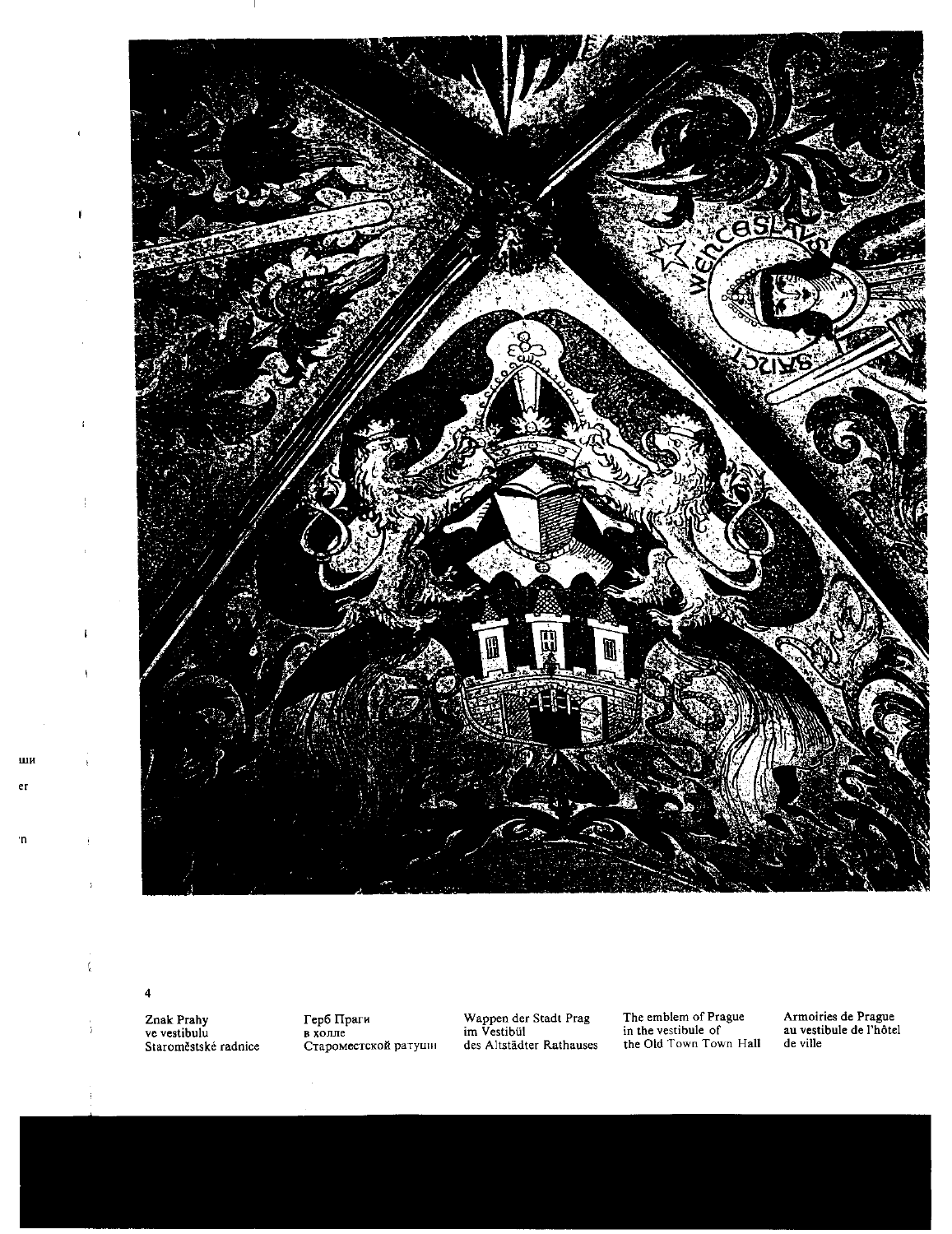4

Znak Prahy
ve vestibulu
Staroměstské radnice

Герб Праги
в холле
Староместской ратуши

Wappen der Stadt Prag
im Vestibül
des Altstädter Rathauses

The emblem of Prague
in the vestibule of
the Old Town Town Hall

Armoiries de Prague
au vestibule de l'hôtel
de ville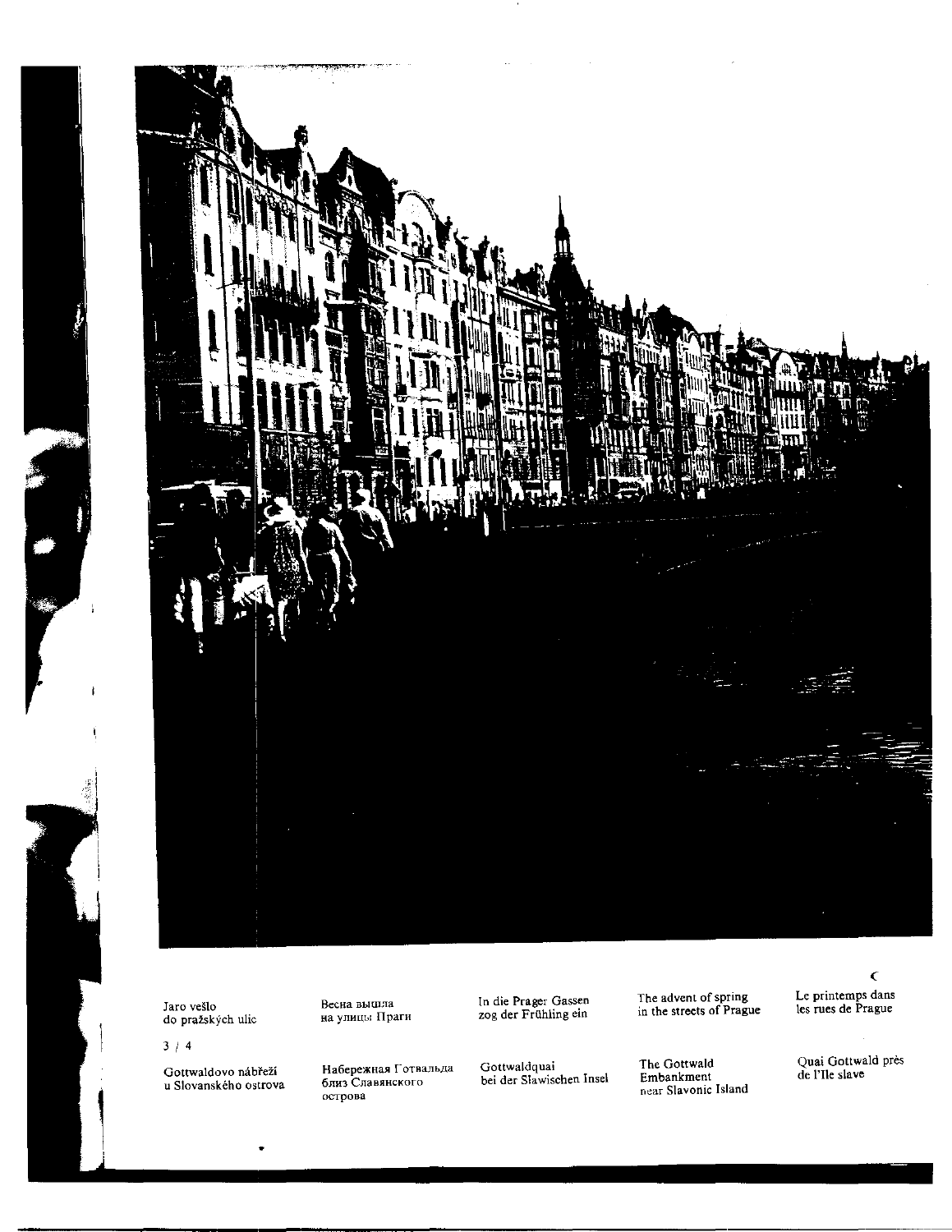Jaro vešlo
do pražských ulic

Весна вышла
на улицы Праги

In die Prager Gassen
zog der Frühling ein

The advent of spring
in the streets of Prague

Le printemps dans
les rues de Prague

3 / 4

Gottwaldovo nábřeží
u Slovanského ostrova

Набережная Готвальда
близ Славянского
острова

Gottwaldquai
bei der Slawischen Insel

The Gottwald
Embankment
near Slavonic Island

Quai Gottwald près
de l'Ile slave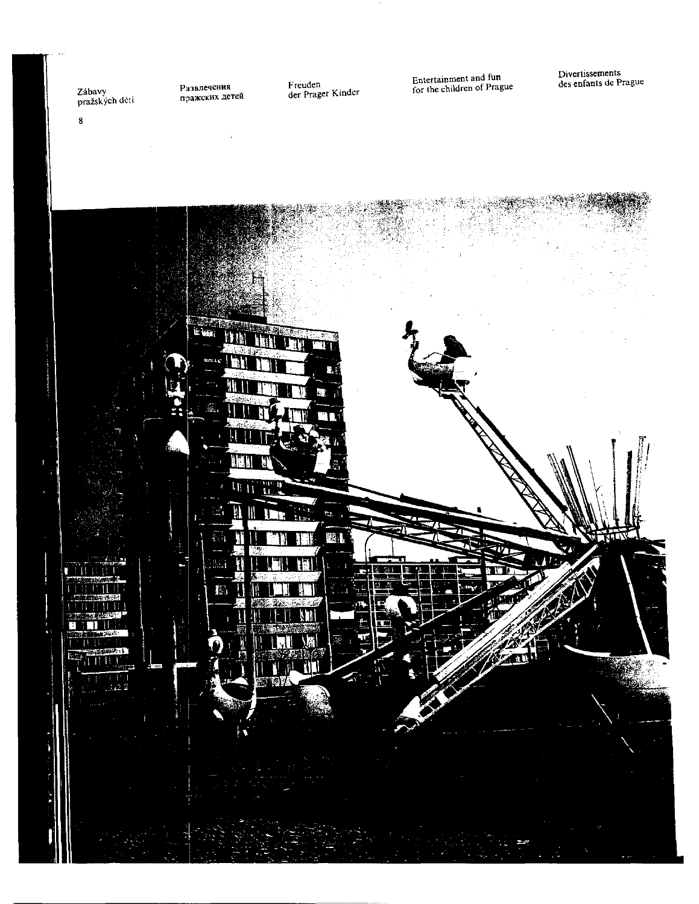Zábavy pražských dětí

Развлечения пражских детей

Freuden der Prager Kinder

Entertainment and fun for the children of Prague

Divertissements des enfants de Prague

8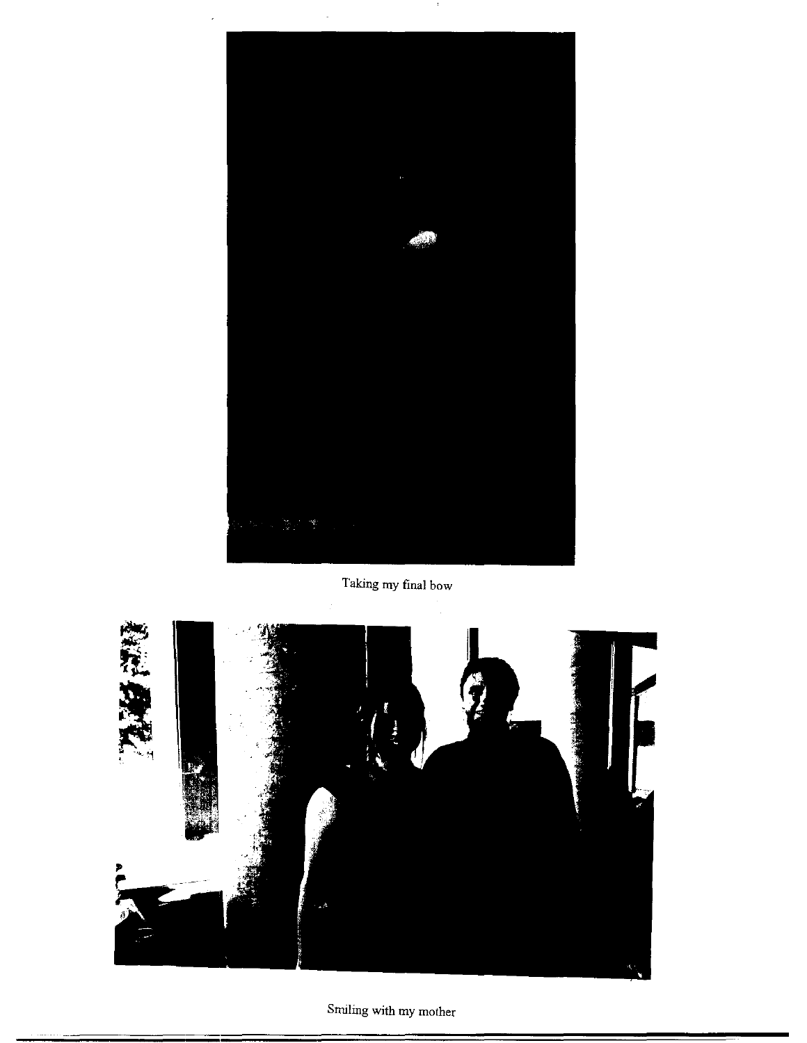Taking my final bow

Smiling with my mother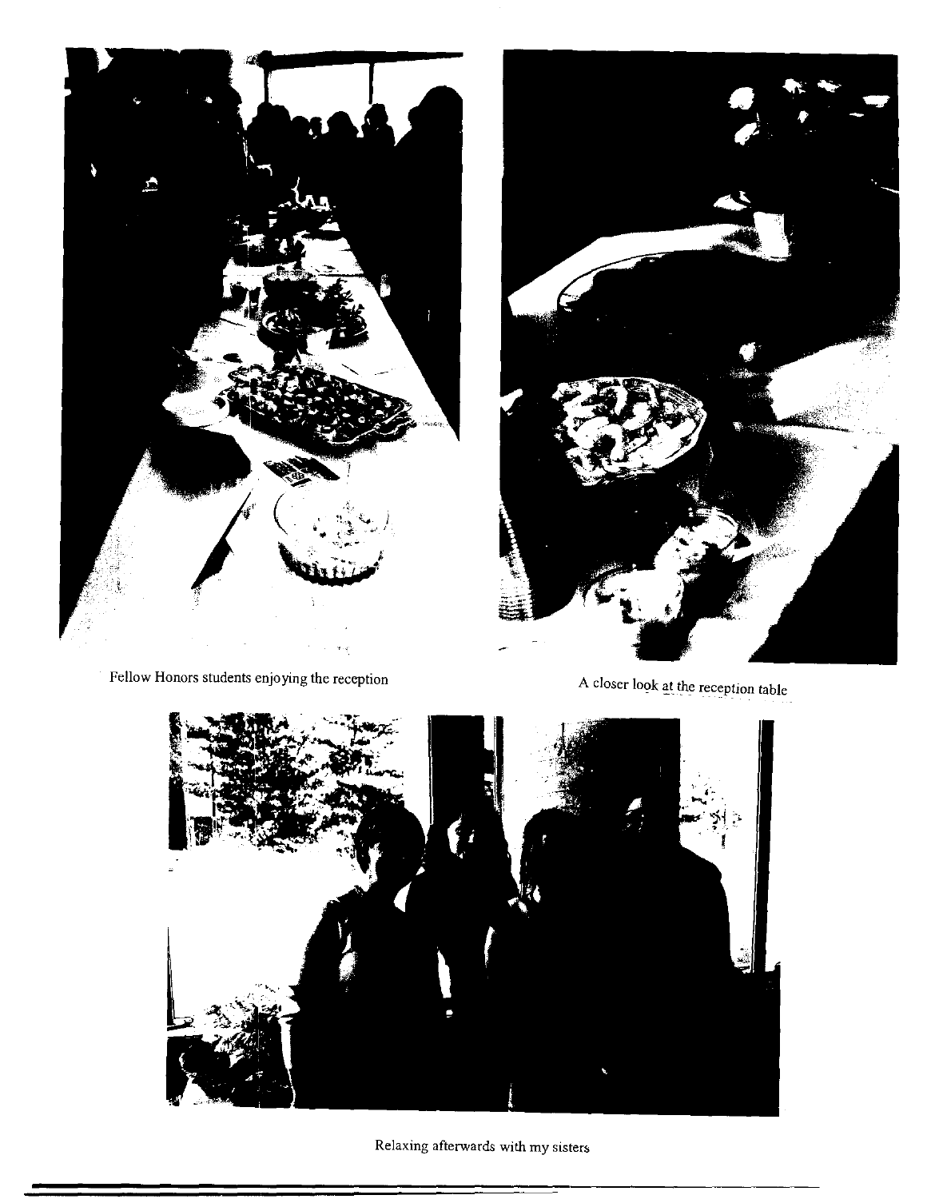Fellow Honors students enjoying the reception

A closer look at the reception table

Relaxing afterwards with my sisters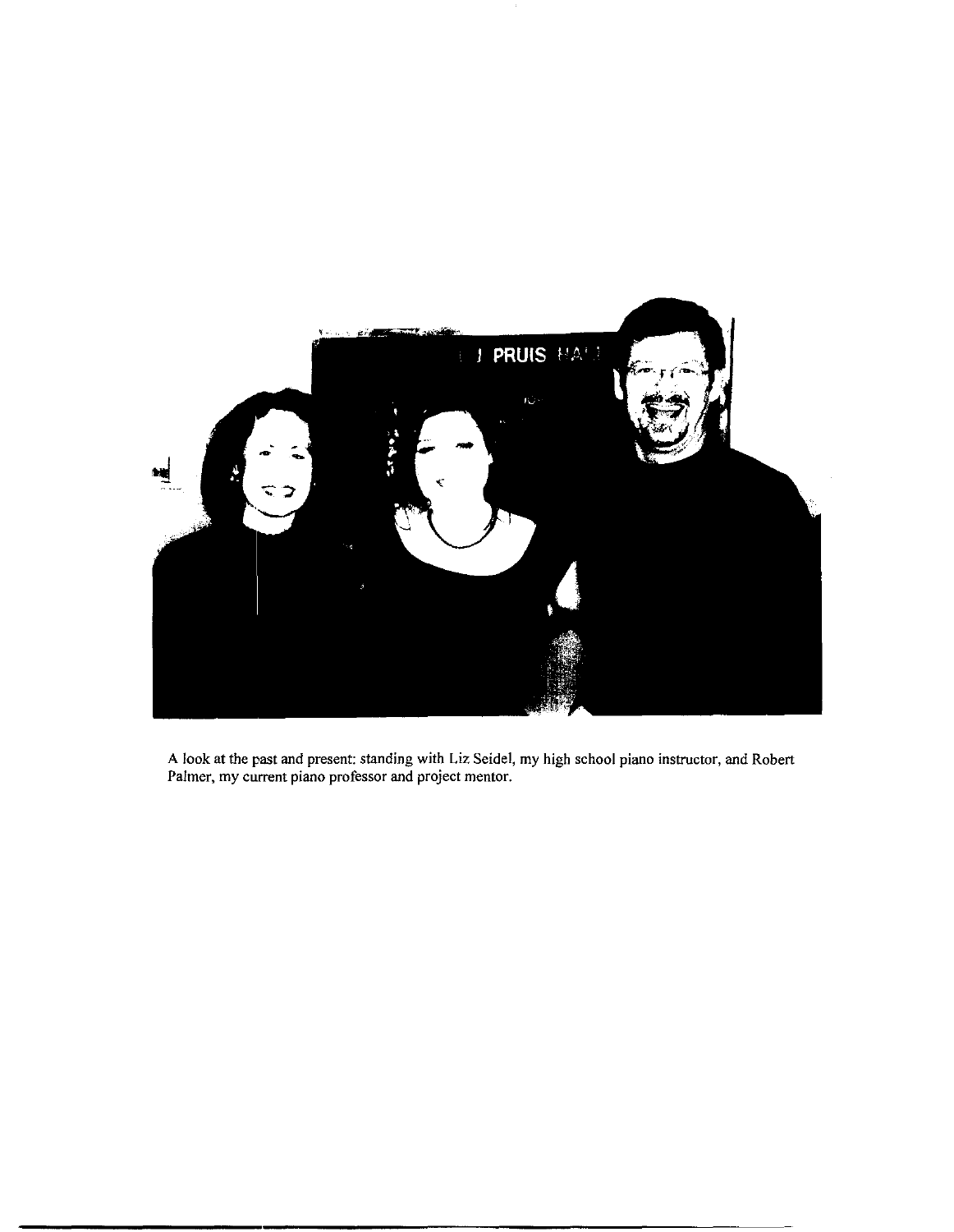A look at the past and present: standing with Liz Seidel, my high school piano instructor, and Robert Palmer, my current piano professor and project mentor.